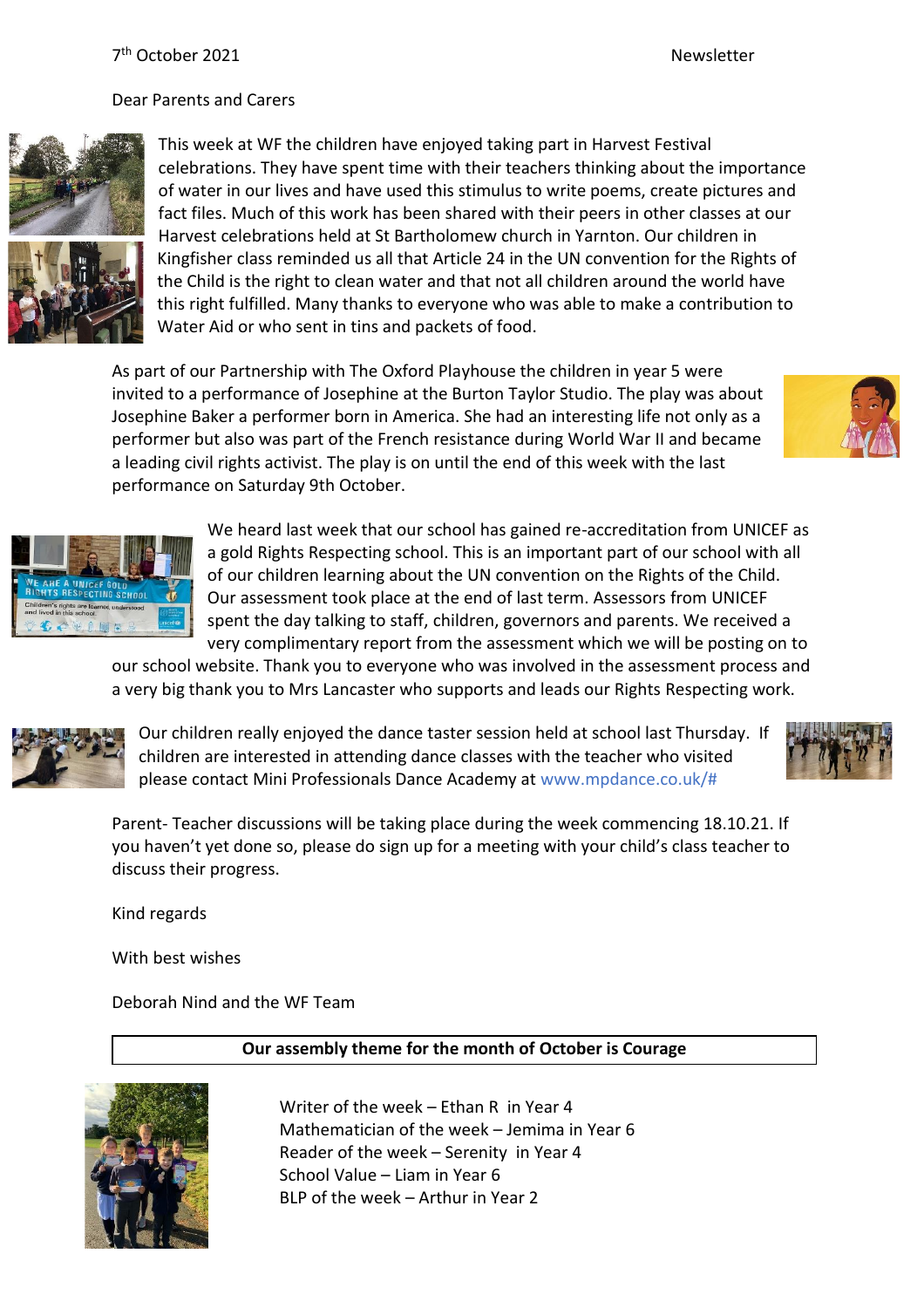7th October 2021 Newsletter

Dear Parents and Carers

This week at WF the children have enjoyed taking part in Harvest Festival celebrations. They have spent time with their teachers thinking about the importance of water in our lives and have used this stimulus to write poems, create pictures and fact files. Much of this work has been shared with their peers in other classes at our Harvest celebrations held at St Bartholomew church in Yarnton. Our children in Kingfisher class reminded us all that Article 24 in the UN convention for the Rights of the Child is the right to clean water and that not all children around the world have this right fulfilled. Many thanks to everyone who was able to make a contribution to Water Aid or who sent in tins and packets of food.

As part of our Partnership with The Oxford Playhouse the children in year 5 were invited to a performance of Josephine at the Burton Taylor Studio. The play was about Josephine Baker a performer born in America. She had an interesting life not only as a performer but also was part of the French resistance during World War II and became a leading civil rights activist. The play is on until the end of this week with the last performance on Saturday 9th October.

We heard last week that our school has gained re-accreditation from UNICEF as a gold Rights Respecting school. This is an important part of our school with all of our children learning about the UN convention on the Rights of the Child. Our assessment took place at the end of last term. Assessors from UNICEF spent the day talking to staff, children, governors and parents. We received a very complimentary report from the assessment which we will be posting on to our school website. Thank you to everyone who was involved in the assessment process and a very big thank you to Mrs Lancaster who supports and leads our Rights Respecting work.

Our children really enjoyed the dance taster session held at school last Thursday. If children are interested in attending dance classes with the teacher who visited please contact Mini Professionals Dance Academy at www.mpdance.co.uk/#

Parent- Teacher discussions will be taking place during the week commencing 18.10.21. If you haven't yet done so, please do sign up for a meeting with your child's class teacher to discuss their progress.

Kind regards

With best wishes

Deborah Nind and the WF Team

**Our assembly theme for the month of October is Courage**

Writer of the week – Ethan R in Year 4
Mathematician of the week – Jemima in Year 6
Reader of the week – Serenity in Year 4
School Value – Liam in Year 6
BLP of the week – Arthur in Year 2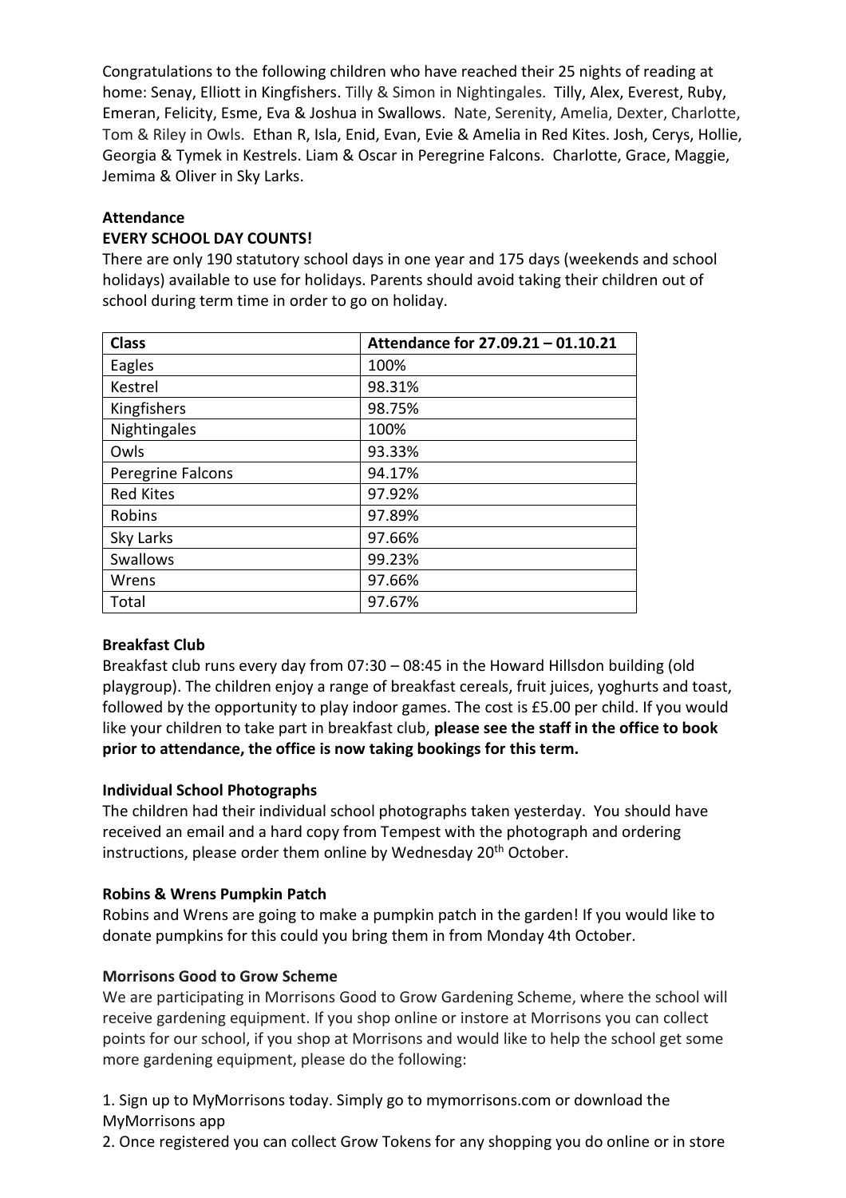Congratulations to the following children who have reached their 25 nights of reading at home: Senay, Elliott in Kingfishers. Tilly & Simon in Nightingales. Tilly, Alex, Everest, Ruby, Emeran, Felicity, Esme, Eva & Joshua in Swallows. Nate, Serenity, Amelia, Dexter, Charlotte, Tom & Riley in Owls. Ethan R, Isla, Enid, Evan, Evie & Amelia in Red Kites. Josh, Cerys, Hollie, Georgia & Tymek in Kestrels. Liam & Oscar in Peregrine Falcons. Charlotte, Grace, Maggie, Jemima & Oliver in Sky Larks.

**Attendance**

**EVERY SCHOOL DAY COUNTS!**

There are only 190 statutory school days in one year and 175 days (weekends and school holidays) available to use for holidays. Parents should avoid taking their children out of school during term time in order to go on holiday.

| Class | Attendance for 27.09.21 – 01.10.21 |
|---|---|
| Eagles | 100% |
| Kestrel | 98.31% |
| Kingfishers | 98.75% |
| Nightingales | 100% |
| Owls | 93.33% |
| Peregrine Falcons | 94.17% |
| Red Kites | 97.92% |
| Robins | 97.89% |
| Sky Larks | 97.66% |
| Swallows | 99.23% |
| Wrens | 97.66% |
| Total | 97.67% |

**Breakfast Club**

Breakfast club runs every day from 07:30 – 08:45 in the Howard Hillsdon building (old playgroup). The children enjoy a range of breakfast cereals, fruit juices, yoghurts and toast, followed by the opportunity to play indoor games. The cost is £5.00 per child. If you would like your children to take part in breakfast club, **please see the staff in the office to book prior to attendance, the office is now taking bookings for this term.**

**Individual School Photographs**

The children had their individual school photographs taken yesterday. You should have received an email and a hard copy from Tempest with the photograph and ordering instructions, please order them online by Wednesday 20th October.

**Robins & Wrens Pumpkin Patch**

Robins and Wrens are going to make a pumpkin patch in the garden! If you would like to donate pumpkins for this could you bring them in from Monday 4th October.

**Morrisons Good to Grow Scheme**

We are participating in Morrisons Good to Grow Gardening Scheme, where the school will receive gardening equipment. If you shop online or instore at Morrisons you can collect points for our school, if you shop at Morrisons and would like to help the school get some more gardening equipment, please do the following:

1. Sign up to MyMorrisons today. Simply go to mymorrisons.com or download the MyMorrisons app
2. Once registered you can collect Grow Tokens for any shopping you do online or in store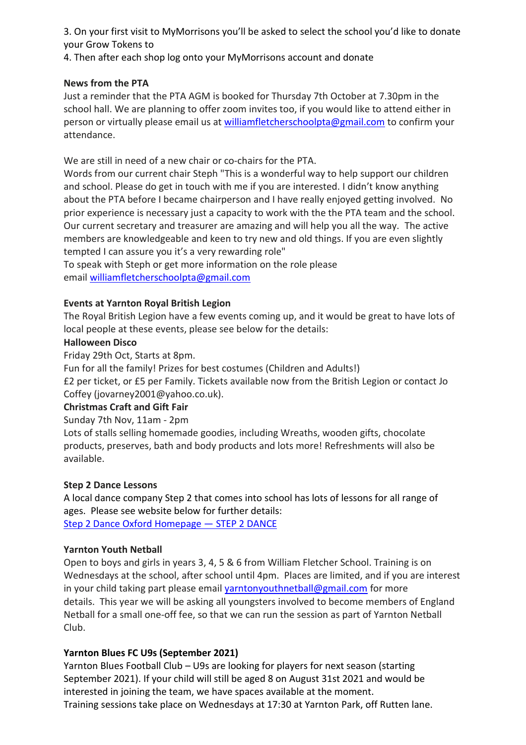3. On your first visit to MyMorrisons you'll be asked to select the school you'd like to donate your Grow Tokens to
4. Then after each shop log onto your MyMorrisons account and donate

**News from the PTA**
Just a reminder that the PTA AGM is booked for Thursday 7th October at 7.30pm in the school hall. We are planning to offer zoom invites too, if you would like to attend either in person or virtually please email us at [williamfletcherschoolpta@gmail.com](mailto:williamfletcherschoolpta@gmail.com) to confirm your attendance.

We are still in need of a new chair or co-chairs for the PTA.
Words from our current chair Steph "This is a wonderful way to help support our children and school. Please do get in touch with me if you are interested. I didn't know anything about the PTA before I became chairperson and I have really enjoyed getting involved. No prior experience is necessary just a capacity to work with the the PTA team and the school. Our current secretary and treasurer are amazing and will help you all the way. The active members are knowledgeable and keen to try new and old things. If you are even slightly tempted I can assure you it's a very rewarding role"
To speak with Steph or get more information on the role please email [williamfletcherschoolpta@gmail.com](mailto:williamfletcherschoolpta@gmail.com)

**Events at Yarnton Royal British Legion**
The Royal British Legion have a few events coming up, and it would be great to have lots of local people at these events, please see below for the details:
**Halloween Disco**
Friday 29th Oct, Starts at 8pm.
Fun for all the family! Prizes for best costumes (Children and Adults!)
£2 per ticket, or £5 per Family. Tickets available now from the British Legion or contact Jo Coffey (jovarney2001@yahoo.co.uk).
**Christmas Craft and Gift Fair**
Sunday 7th Nov, 11am - 2pm
Lots of stalls selling homemade goodies, including Wreaths, wooden gifts, chocolate products, preserves, bath and body products and lots more! Refreshments will also be available.

**Step 2 Dance Lessons**
A local dance company Step 2 that comes into school has lots of lessons for all range of ages. Please see website below for further details:
Step 2 Dance Oxford Homepage — STEP 2 DANCE

**Yarnton Youth Netball**
Open to boys and girls in years 3, 4, 5 & 6 from William Fletcher School. Training is on Wednesdays at the school, after school until 4pm. Places are limited, and if you are interest in your child taking part please email [yarntonyouthnetball@gmail.com](mailto:yarntonyouthnetball@gmail.com) for more details. This year we will be asking all youngsters involved to become members of England Netball for a small one-off fee, so that we can run the session as part of Yarnton Netball Club.

**Yarnton Blues FC U9s (September 2021)**
Yarnton Blues Football Club – U9s are looking for players for next season (starting September 2021). If your child will still be aged 8 on August 31st 2021 and would be interested in joining the team, we have spaces available at the moment.
Training sessions take place on Wednesdays at 17:30 at Yarnton Park, off Rutten lane.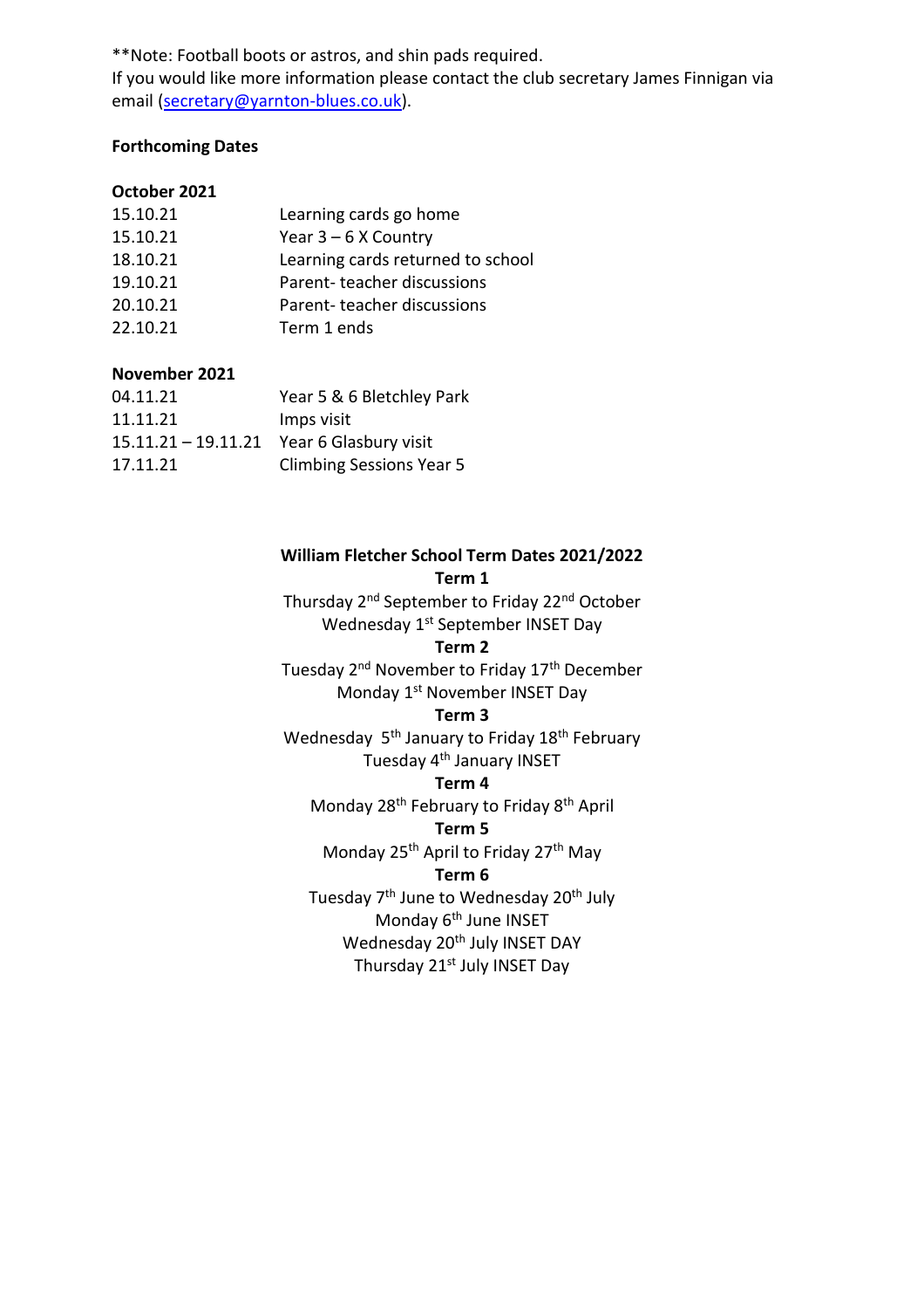**Note: Football boots or astros, and shin pads required.
If you would like more information please contact the club secretary James Finnigan via email (secretary@yarnton-blues.co.uk).

**Forthcoming Dates**

**October 2021**

| | |
|---|---|
| 15.10.21 | Learning cards go home |
| 15.10.21 | Year 3 – 6 X Country |
| 18.10.21 | Learning cards returned to school |
| 19.10.21 | Parent- teacher discussions |
| 20.10.21 | Parent- teacher discussions |
| 22.10.21 | Term 1 ends |

**November 2021**

| | |
|---|---|
| 04.11.21 | Year 5 & 6 Bletchley Park |
| 11.11.21 | Imps visit |
| 15.11.21 – 19.11.21 | Year 6 Glasbury visit |
| 17.11.21 | Climbing Sessions Year 5 |

**William Fletcher School Term Dates 2021/2022**

**Term 1**

Thursday 2nd September to Friday 22nd October
Wednesday 1st September INSET Day

**Term 2**

Tuesday 2nd November to Friday 17th December
Monday 1st November INSET Day

**Term 3**

Wednesday 5th January to Friday 18th February
Tuesday 4th January INSET

**Term 4**

Monday 28th February to Friday 8th April

**Term 5**

Monday 25th April to Friday 27th May

**Term 6**

Tuesday 7th June to Wednesday 20th July
Monday 6th June INSET
Wednesday 20th July INSET DAY
Thursday 21st July INSET Day